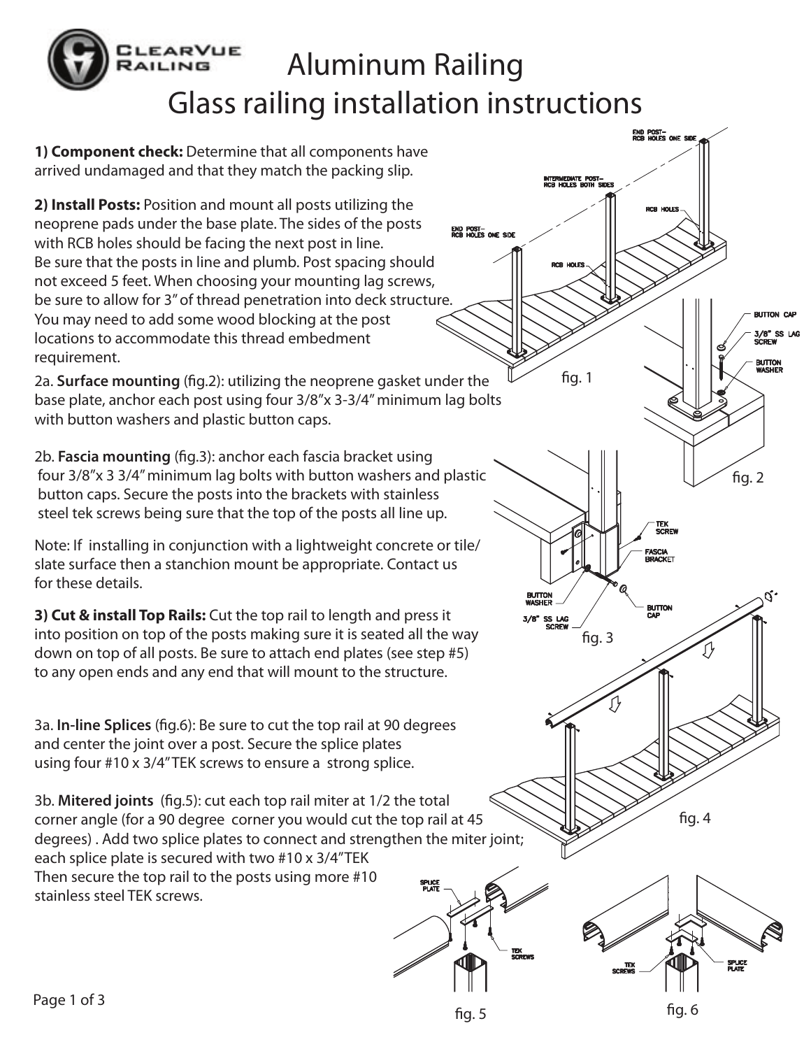# Aluminum Railing
# Glass railing installation instructions

**1) Component check:** Determine that all components have arrived undamaged and that they match the packing slip.

**2) Install Posts:** Position and mount all posts utilizing the neoprene pads under the base plate. The sides of the posts with RCB holes should be facing the next post in line. Be sure that the posts in line and plumb. Post spacing should not exceed 5 feet. When choosing your mounting lag screws, be sure to allow for 3" of thread penetration into deck structure. You may need to add some wood blocking at the post locations to accommodate this thread embedment requirement.

2a. **Surface mounting** (fig.2): utilizing the neoprene gasket under the base plate, anchor each post using four 3/8"x 3-3/4" minimum lag bolts with button washers and plastic button caps.

2b. **Fascia mounting** (fig.3): anchor each fascia bracket using four 3/8"x 3 3/4" minimum lag bolts with button washers and plastic button caps. Secure the posts into the brackets with stainless steel tek screws being sure that the top of the posts all line up.

Note: If installing in conjunction with a lightweight concrete or tile/ slate surface then a stanchion mount be appropriate. Contact us for these details.

**3) Cut & install Top Rails:** Cut the top rail to length and press it into position on top of the posts making sure it is seated all the way down on top of all posts. Be sure to attach end plates (see step #5) to any open ends and any end that will mount to the structure.

3a. **In-line Splices** (fig.6): Be sure to cut the top rail at 90 degrees and center the joint over a post. Secure the splice plates using four #10 x 3/4" TEK screws to ensure a strong splice.

3b. **Mitered joints** (fig.5): cut each top rail miter at 1/2 the total corner angle (for a 90 degree corner you would cut the top rail at 45 degrees) . Add two splice plates to connect and strengthen the miter joint; each splice plate is secured with two #10 x 3/4" TEK Then secure the top rail to the posts using more #10 stainless steel TEK screws.

fig. 1

fig. 2

fig. 3

fig. 4

fig. 5

fig. 6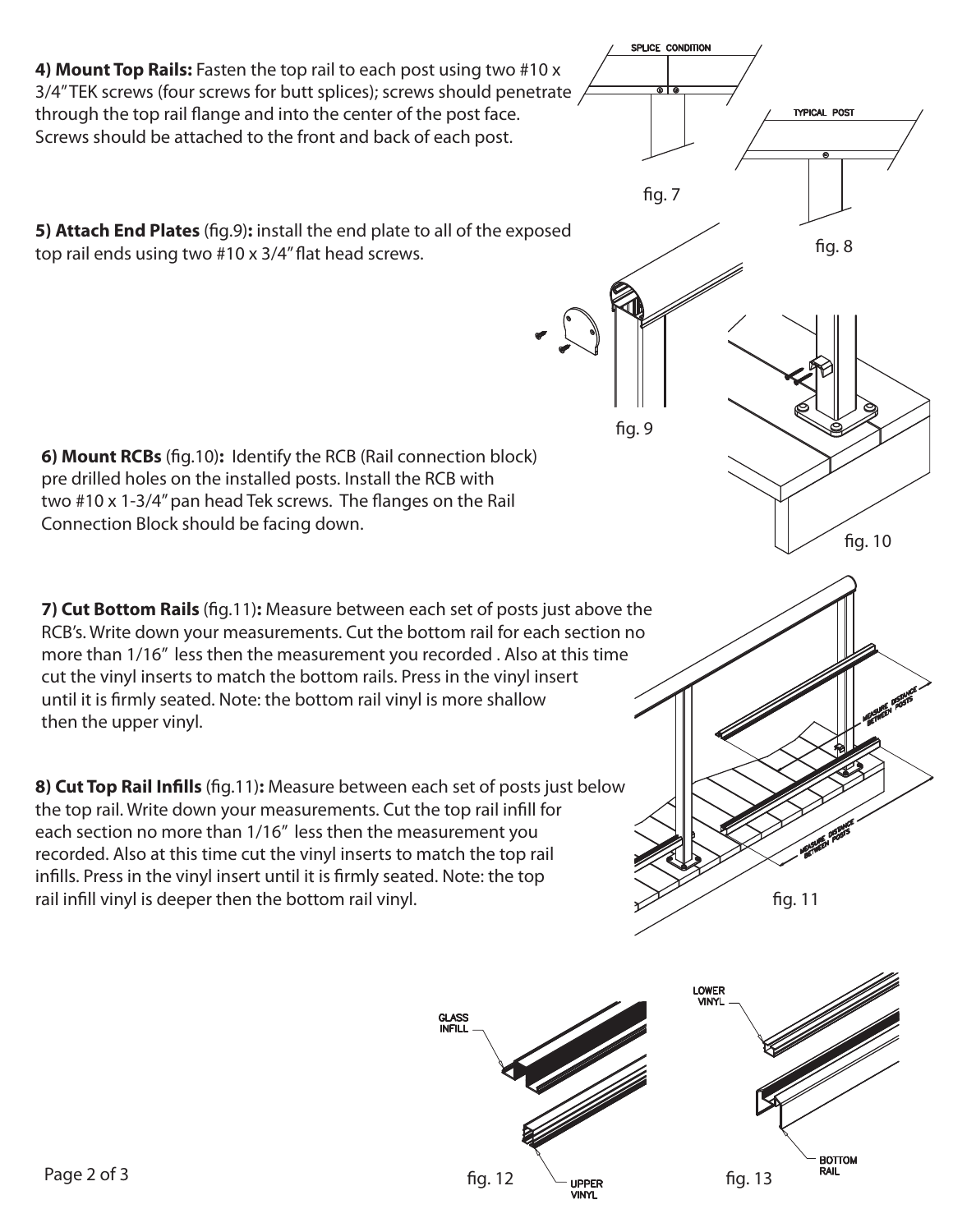**4) Mount Top Rails:** Fasten the top rail to each post using two #10 x 3/4" TEK screws (four screws for butt splices); screws should penetrate through the top rail flange and into the center of the post face. Screws should be attached to the front and back of each post.

SPLICE CONDITION

fig. 7

TYPICAL POST

fig. 8

**5) Attach End Plates** (fig.9)**:** install the end plate to all of the exposed top rail ends using two #10 x 3/4" flat head screws.

fig. 9

**6) Mount RCBs** (fig.10)**:** Identify the RCB (Rail connection block) pre drilled holes on the installed posts. Install the RCB with two #10 x 1-3/4" pan head Tek screws. The flanges on the Rail Connection Block should be facing down.

fig. 10

**7) Cut Bottom Rails** (fig.11)**:** Measure between each set of posts just above the RCB's. Write down your measurements. Cut the bottom rail for each section no more than 1/16" less then the measurement you recorded . Also at this time cut the vinyl inserts to match the bottom rails. Press in the vinyl insert until it is firmly seated. Note: the bottom rail vinyl is more shallow then the upper vinyl.

**8) Cut Top Rail Infills** (fig.11)**:** Measure between each set of posts just below the top rail. Write down your measurements. Cut the top rail infill for each section no more than 1/16" less then the measurement you recorded. Also at this time cut the vinyl inserts to match the top rail infills. Press in the vinyl insert until it is firmly seated. Note: the top rail infill vinyl is deeper then the bottom rail vinyl.

MEASURE DISTANCE BETWEEN POSTS

MEASURE DISTANCE BETWEEN POSTS

fig. 11

GLASS INFILL

UPPER VINYL

fig. 12

LOWER VINYL

BOTTOM RAIL

fig. 13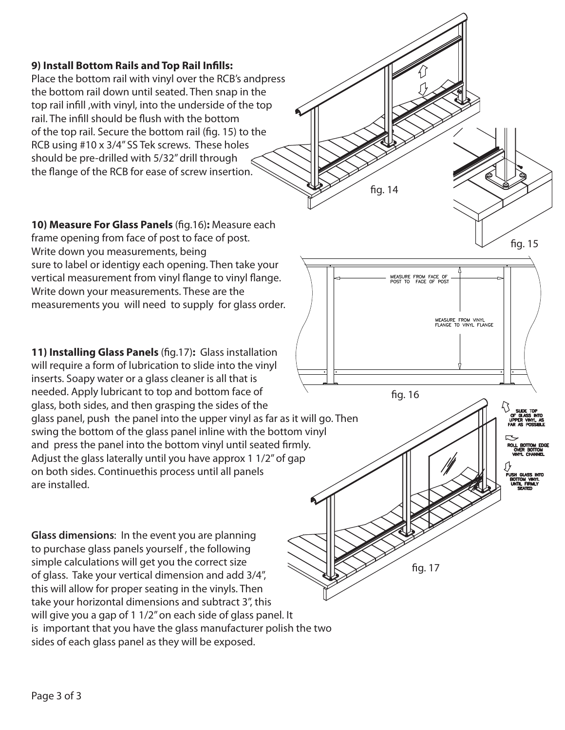**9) Install Bottom Rails and Top Rail Infills:**
Place the bottom rail with vinyl over the RCB's andpress the bottom rail down until seated. Then snap in the top rail infill ,with vinyl, into the underside of the top rail. The infill should be flush with the bottom of the top rail. Secure the bottom rail (fig. 15) to the RCB using #10 x 3/4" SS Tek screws. These holes should be pre-drilled with 5/32" drill through the flange of the RCB for ease of screw insertion.

fig. 14

fig. 15

**10) Measure For Glass Panels** (fig.16)**:** Measure each frame opening from face of post to face of post. Write down you measurements, being sure to label or identigy each opening. Then take your vertical measurement from vinyl flange to vinyl flange. Write down your measurements. These are the measurements you will need to supply for glass order.

MEASURE FROM FACE OF POST TO FACE OF POST

MEASURE FROM VINYL FLANGE TO VINYL FLANGE

fig. 16

**11) Installing Glass Panels** (fig.17)**:** Glass installation will require a form of lubrication to slide into the vinyl inserts. Soapy water or a glass cleaner is all that is needed. Apply lubricant to top and bottom face of glass, both sides, and then grasping the sides of the glass panel, push the panel into the upper vinyl as far as it will go. Then swing the bottom of the glass panel inline with the bottom vinyl and press the panel into the bottom vinyl until seated firmly. Adjust the glass laterally until you have approx 1 1/2" of gap on both sides. Continuethis process until all panels are installed.

SLIDE TOP OF GLASS INTO UPPER VINYL AS FAR AS POSSIBLE

ROLL BOTTOM EDGE OVER BOTTOM VINYL CHANNEL

PUSH GLASS INTO BOTTOM VINYL UNTIL FIRMLY SEATED

fig. 17

**Glass dimensions**: In the event you are planning to purchase glass panels yourself , the following simple calculations will get you the correct size of glass. Take your vertical dimension and add 3/4", this will allow for proper seating in the vinyls. Then take your horizontal dimensions and subtract 3", this will give you a gap of 1 1/2" on each side of glass panel. It is important that you have the glass manufacturer polish the two sides of each glass panel as they will be exposed.